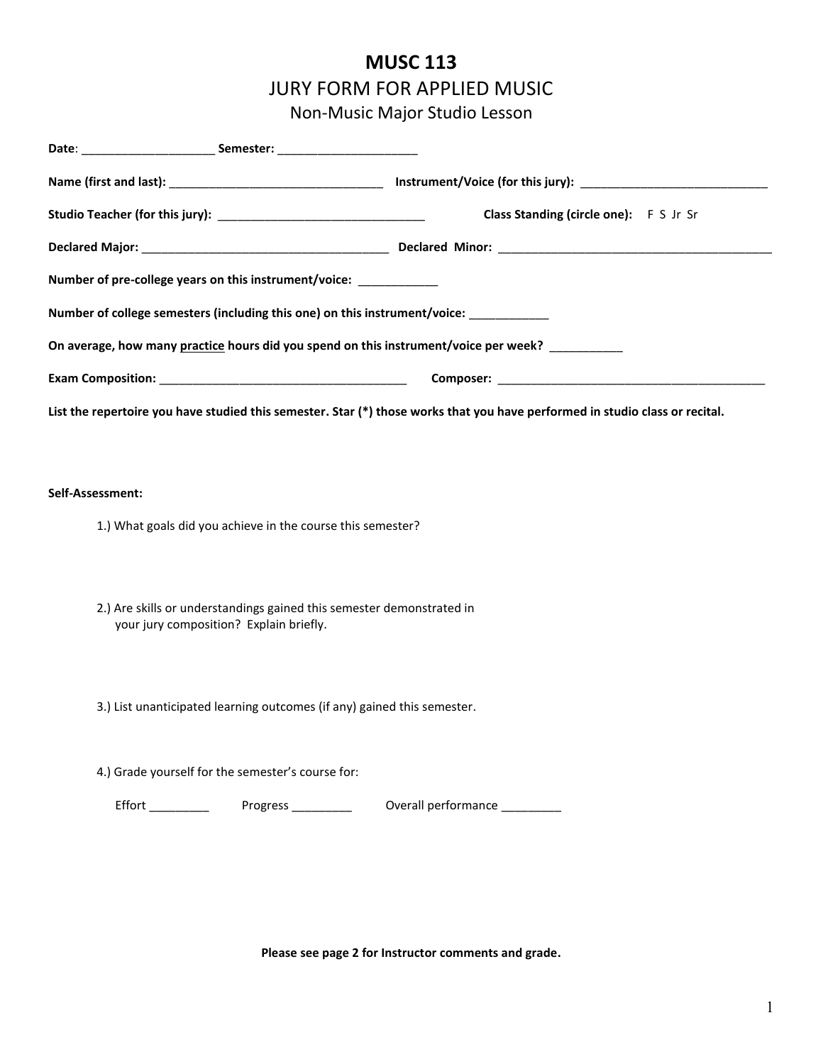# MUSC 113

## JURY FORM FOR APPLIED MUSIC

### Non-Music Major Studio Lesson

**Date**: ____________________ **Semester:** _____________________

**Name (first and last):** _________________________________ **Instrument/Voice (for this jury):** _____________________________

**Studio Teacher (for this jury):** _______________________________ **Class Standing (circle one):** F S Jr Sr

**Declared Major:** ______________________________________ **Declared Minor:** ___________________________________________

**Number of pre-college years on this instrument/voice:** ____________

**Number of college semesters (including this one) on this instrument/voice:** ____________

**On average, how many practice hours did you spend on this instrument/voice per week?** ___________

**Exam Composition:** ______________________________________ **Composer:** __________________________________________

**List the repertoire you have studied this semester. Star (*) those works that you have performed in studio class or recital.**

**Self-Assessment:**

1.) What goals did you achieve in the course this semester?

2.) Are skills or understandings gained this semester demonstrated in your jury composition? Explain briefly.

3.) List unanticipated learning outcomes (if any) gained this semester.

4.) Grade yourself for the semester's course for:

Effort _________ Progress _________ Overall performance _________

**Please see page 2 for Instructor comments and grade.**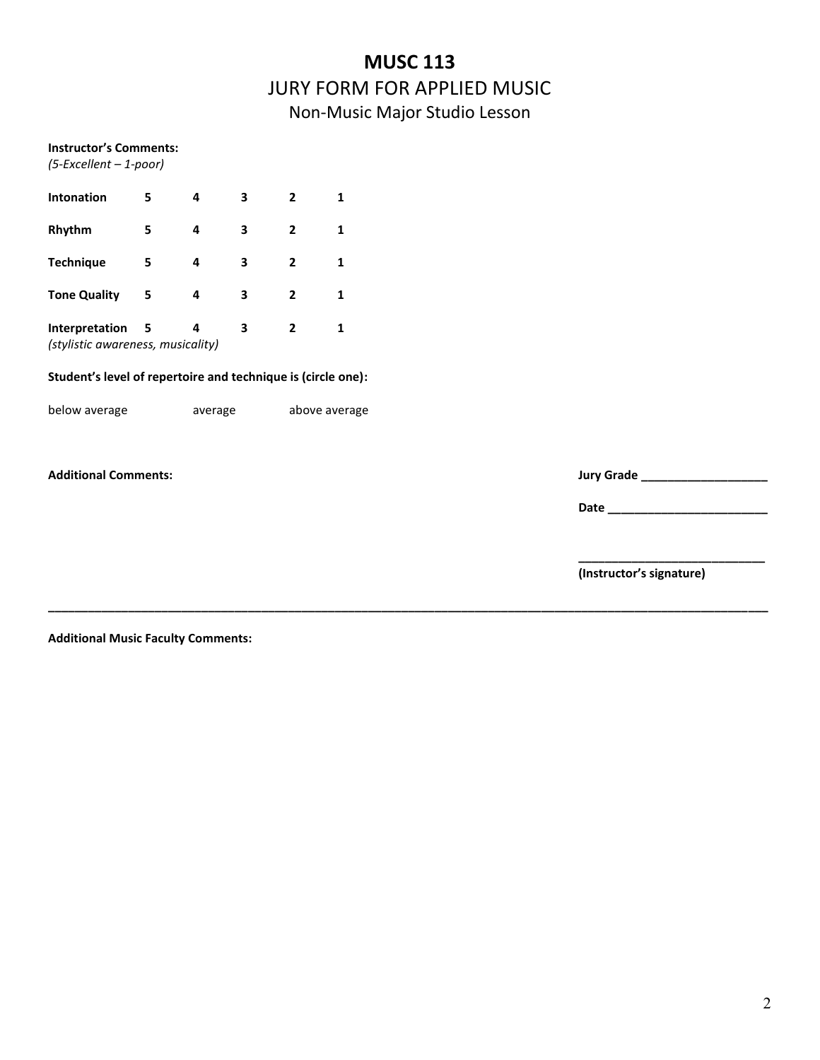# MUSC 113

## JURY FORM FOR APPLIED MUSIC

### Non-Music Major Studio Lesson

**Instructor's Comments:**
*(5-Excellent – 1-poor)*

| | | | | | |
|---|---|---|---|---|---|
| **Intonation** | **5** | **4** | **3** | **2** | **1** |
| **Rhythm** | **5** | **4** | **3** | **2** | **1** |
| **Technique** | **5** | **4** | **3** | **2** | **1** |
| **Tone Quality** | **5** | **4** | **3** | **2** | **1** |
| **Interpretation** *(stylistic awareness, musicality)* | **5** | **4** | **3** | **2** | **1** |

**Student's level of repertoire and technique is (circle one):**

below average    average    above average

**Additional Comments:**

**Jury Grade ___________________**

**Date ________________________**

___________________________
**(Instructor's signature)**

---

**Additional Music Faculty Comments:**